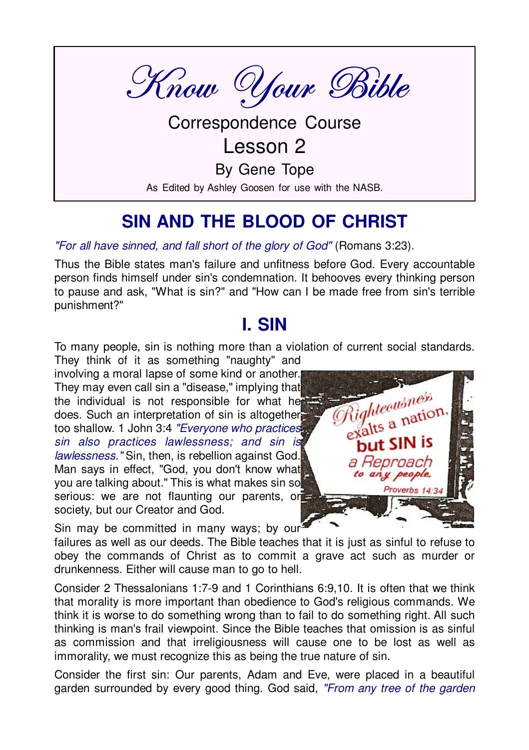# Know Your Bible

Correspondence Course

Lesson 2

By Gene Tope

As Edited by Ashley Goosen for use with the NASB.

## SIN AND THE BLOOD OF CHRIST

*"For all have sinned, and fall short of the glory of God"* (Romans 3:23).

Thus the Bible states man's failure and unfitness before God. Every accountable person finds himself under sin's condemnation. It behooves every thinking person to pause and ask, "What is sin?" and "How can I be made free from sin's terrible punishment?"

## I. SIN

To many people, sin is nothing more than a violation of current social standards. They think of it as something "naughty" and involving a moral lapse of some kind or another. They may even call sin a "disease," implying that the individual is not responsible for what he does. Such an interpretation of sin is altogether too shallow. 1 John 3:4 *"Everyone who practices sin also practices lawlessness; and sin is lawlessness."* Sin, then, is rebellion against God. Man says in effect, "God, you don't know what you are talking about." This is what makes sin so serious: we are not flaunting our parents, or society, but our Creator and God.

Sin may be committed in many ways; by our failures as well as our deeds. The Bible teaches that it is just as sinful to refuse to obey the commands of Christ as to commit a grave act such as murder or drunkenness. Either will cause man to go to hell.

Consider 2 Thessalonians 1:7-9 and 1 Corinthians 6:9,10. It is often that we think that morality is more important than obedience to God's religious commands. We think it is worse to do something wrong than to fail to do something right. All such thinking is man's frail viewpoint. Since the Bible teaches that omission is as sinful as commission and that irreligiousness will cause one to be lost as well as immorality, we must recognize this as being the true nature of sin.

Consider the first sin: Our parents, Adam and Eve, were placed in a beautiful garden surrounded by every good thing. God said, *"From any tree of the garden*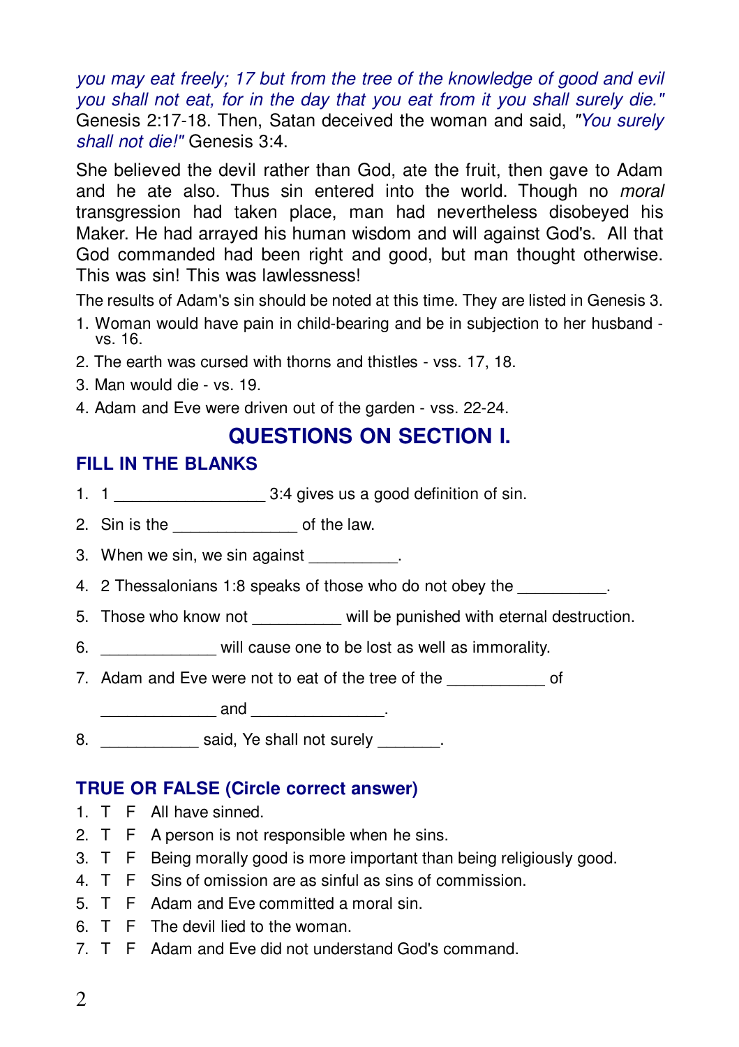*you may eat freely; 17 but from the tree of the knowledge of good and evil you shall not eat, for in the day that you eat from it you shall surely die."* Genesis 2:17-18. Then, Satan deceived the woman and said, *"You surely shall not die!"* Genesis 3:4.

She believed the devil rather than God, ate the fruit, then gave to Adam and he ate also. Thus sin entered into the world. Though no *moral* transgression had taken place, man had nevertheless disobeyed his Maker. He had arrayed his human wisdom and will against God's. All that God commanded had been right and good, but man thought otherwise. This was sin! This was lawlessness!

The results of Adam's sin should be noted at this time. They are listed in Genesis 3.

1. Woman would have pain in child-bearing and be in subjection to her husband - vs. 16.
2. The earth was cursed with thorns and thistles - vss. 17, 18.
3. Man would die - vs. 19.
4. Adam and Eve were driven out of the garden - vss. 22-24.

## QUESTIONS ON SECTION I.

### FILL IN THE BLANKS

1. 1 ________________ 3:4 gives us a good definition of sin.
2. Sin is the ______________ of the law.
3. When we sin, we sin against __________.
4. 2 Thessalonians 1:8 speaks of those who do not obey the __________.
5. Those who know not __________ will be punished with eternal destruction.
6. _____________ will cause one to be lost as well as immorality.
7. Adam and Eve were not to eat of the tree of the ___________ of _____________ and _______________.
8. ___________ said, Ye shall not surely _______.

### TRUE OR FALSE (Circle correct answer)

1. T F All have sinned.
2. T F A person is not responsible when he sins.
3. T F Being morally good is more important than being religiously good.
4. T F Sins of omission are as sinful as sins of commission.
5. T F Adam and Eve committed a moral sin.
6. T F The devil lied to the woman.
7. T F Adam and Eve did not understand God's command.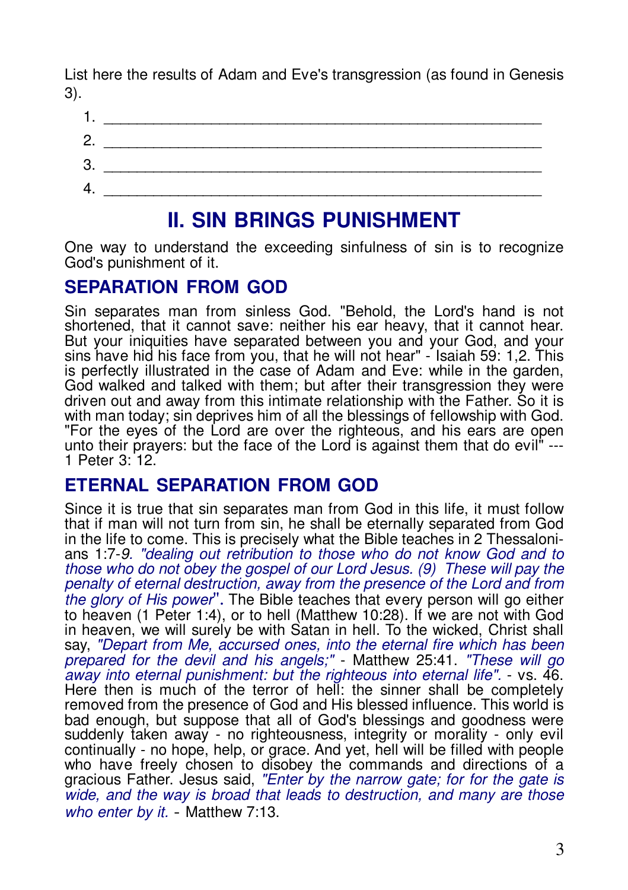List here the results of Adam and Eve's transgression (as found in Genesis 3).

1. ______________________________________________________
2. ______________________________________________________
3. ______________________________________________________
4. ______________________________________________________

## II. SIN BRINGS PUNISHMENT

One way to understand the exceeding sinfulness of sin is to recognize God's punishment of it.

### SEPARATION FROM GOD

Sin separates man from sinless God. "Behold, the Lord's hand is not shortened, that it cannot save: neither his ear heavy, that it cannot hear. But your iniquities have separated between you and your God, and your sins have hid his face from you, that he will not hear" - Isaiah 59: 1,2. This is perfectly illustrated in the case of Adam and Eve: while in the garden, God walked and talked with them; but after their transgression they were driven out and away from this intimate relationship with the Father. So it is with man today; sin deprives him of all the blessings of fellowship with God. "For the eyes of the Lord are over the righteous, and his ears are open unto their prayers: but the face of the Lord is against them that do evil" --- 1 Peter 3: 12.

### ETERNAL SEPARATION FROM GOD

Since it is true that sin separates man from God in this life, it must follow that if man will not turn from sin, he shall be eternally separated from God in the life to come. This is precisely what the Bible teaches in 2 Thessalonians 1:7-*9. "dealing out retribution to those who do not know God and to those who do not obey the gospel of our Lord Jesus. (9) These will pay the penalty of eternal destruction, away from the presence of the Lord and from the glory of His power*". The Bible teaches that every person will go either to heaven (1 Peter 1:4), or to hell (Matthew 10:28). If we are not with God in heaven, we will surely be with Satan in hell. To the wicked, Christ shall say, *"Depart from Me, accursed ones, into the eternal fire which has been prepared for the devil and his angels;"* - Matthew 25:41. *"These will go away into eternal punishment: but the righteous into eternal life".* - vs. 46. Here then is much of the terror of hell: the sinner shall be completely removed from the presence of God and His blessed influence. This world is bad enough, but suppose that all of God's blessings and goodness were suddenly taken away - no righteousness, integrity or morality - only evil continually - no hope, help, or grace. And yet, hell will be filled with people who have freely chosen to disobey the commands and directions of a gracious Father. Jesus said, *"Enter by the narrow gate; for for the gate is wide, and the way is broad that leads to destruction, and many are those who enter by it.* - Matthew 7:13.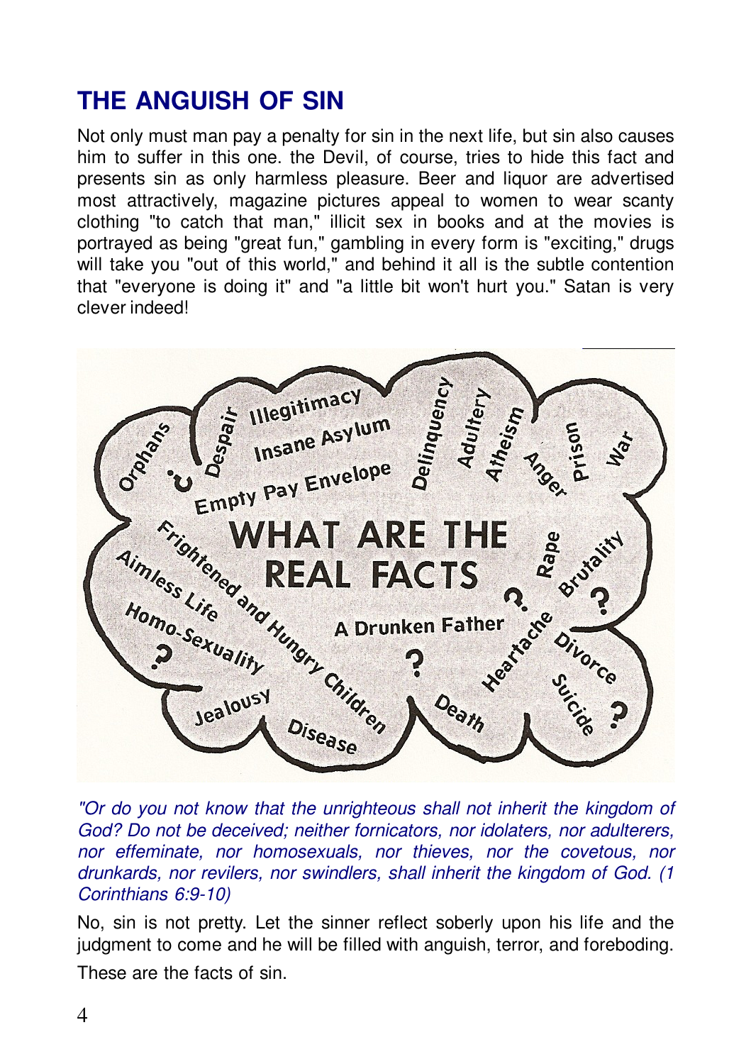## THE ANGUISH OF SIN

Not only must man pay a penalty for sin in the next life, but sin also causes him to suffer in this one. the Devil, of course, tries to hide this fact and presents sin as only harmless pleasure. Beer and liquor are advertised most attractively, magazine pictures appeal to women to wear scanty clothing "to catch that man," illicit sex in books and at the movies is portrayed as being "great fun," gambling in every form is "exciting," drugs will take you "out of this world," and behind it all is the subtle contention that "everyone is doing it" and "a little bit won't hurt you." Satan is very clever indeed!

**WHAT ARE THE REAL FACTS**

Orphans ? Despair Illegitimacy Insane Asylum Empty Pay Envelope Delinquency Adultery Atheism Anger Prison War Frightened and Hungry Children Aimless Life Homo-Sexuality ? Rape Brutality ? ? A Drunken Father ? Heartache Divorce Jealousy Disease Death Suicide ?

*"Or do you not know that the unrighteous shall not inherit the kingdom of God? Do not be deceived; neither fornicators, nor idolaters, nor adulterers, nor effeminate, nor homosexuals, nor thieves, nor the covetous, nor drunkards, nor revilers, nor swindlers, shall inherit the kingdom of God. (1 Corinthians 6:9-10)*

No, sin is not pretty. Let the sinner reflect soberly upon his life and the judgment to come and he will be filled with anguish, terror, and foreboding.

These are the facts of sin.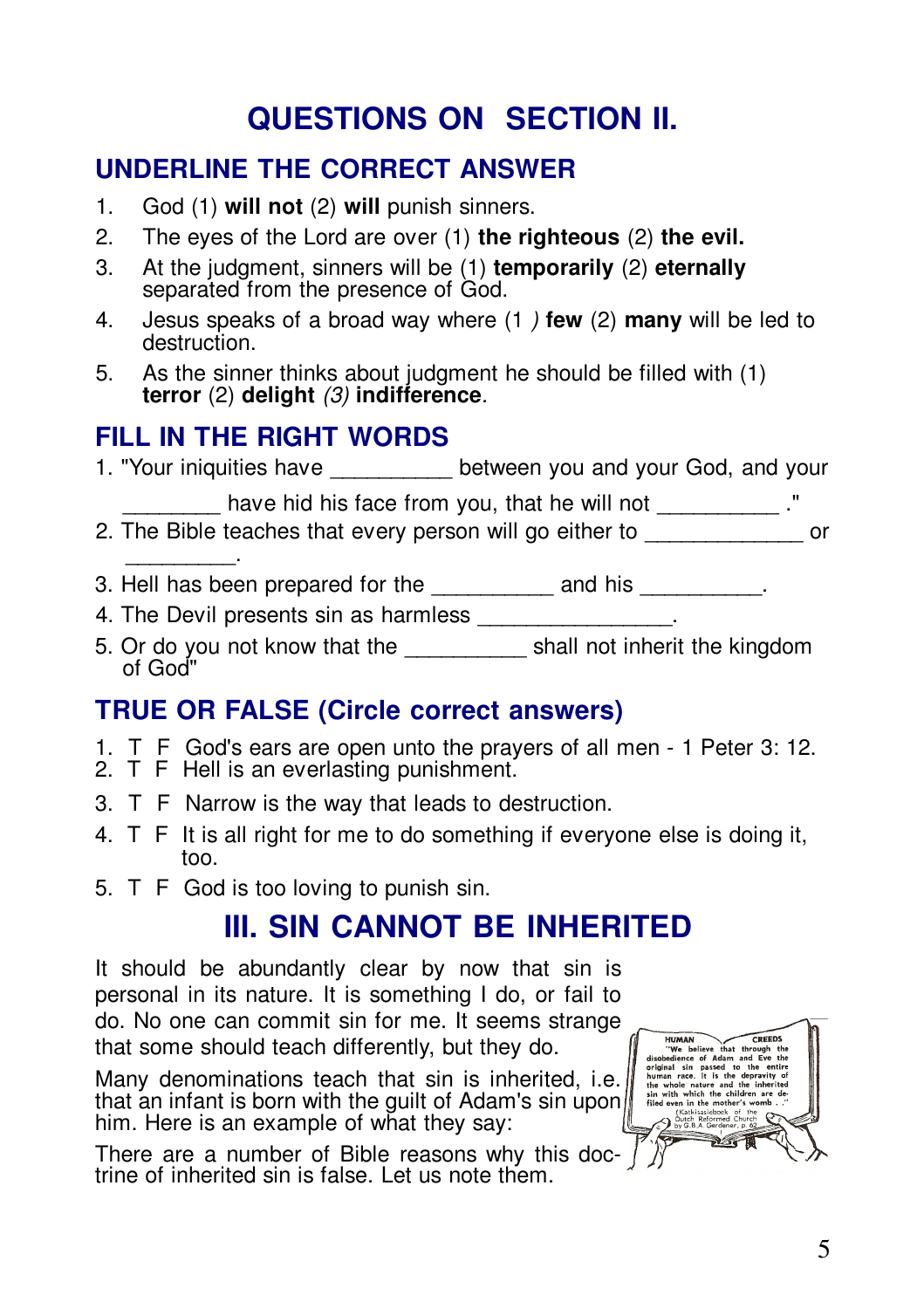# QUESTIONS ON SECTION II.

## UNDERLINE THE CORRECT ANSWER

1. God (1) **will not** (2) **will** punish sinners.
2. The eyes of the Lord are over (1) **the righteous** (2) **the evil.**
3. At the judgment, sinners will be (1) **temporarily** (2) **eternally** separated from the presence of God.
4. Jesus speaks of a broad way where (1) **few** (2) **many** will be led to destruction.
5. As the sinner thinks about judgment he should be filled with (1) **terror** (2) **delight** *(3)* **indifference**.

## FILL IN THE RIGHT WORDS

1. "Your iniquities have __________ between you and your God, and your ________ have hid his face from you, that he will not __________ ."
2. The Bible teaches that every person will go either to _____________ or _________.
3. Hell has been prepared for the __________ and his __________.
4. The Devil presents sin as harmless ________________.
5. Or do you not know that the __________ shall not inherit the kingdom of God"

## TRUE OR FALSE (Circle correct answers)

1. T F God's ears are open unto the prayers of all men - 1 Peter 3: 12.
2. T F Hell is an everlasting punishment.
3. T F Narrow is the way that leads to destruction.
4. T F It is all right for me to do something if everyone else is doing it, too.
5. T F God is too loving to punish sin.

# III. SIN CANNOT BE INHERITED

It should be abundantly clear by now that sin is personal in its nature. It is something I do, or fail to do. No one can commit sin for me. It seems strange that some should teach differently, but they do.

Many denominations teach that sin is inherited, i.e. that an infant is born with the guilt of Adam's sin upon him. Here is an example of what they say:

> HUMAN CREEDS
>
> "We believe that through the disobedience of Adam and Eve the original sin passed to the entire human race. It is the depravity of the whole nature and the inherited sin with which the children are defiled even in the mother's womb . . ."
>
> (Katkisasieboek of the Dutch Reformed Church by G.B.A. Gerdener, p. 62)

There are a number of Bible reasons why this doctrine of inherited sin is false. Let us note them.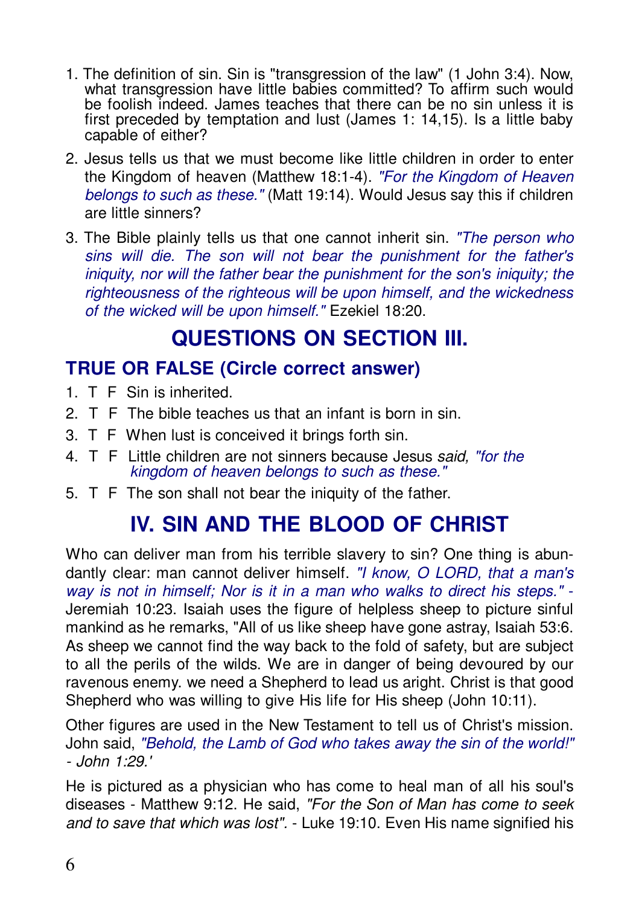1. The definition of sin. Sin is "transgression of the law" (1 John 3:4). Now, what transgression have little babies committed? To affirm such would be foolish indeed. James teaches that there can be no sin unless it is first preceded by temptation and lust (James 1: 14,15). Is a little baby capable of either?

2. Jesus tells us that we must become like little children in order to enter the Kingdom of heaven (Matthew 18:1-4). *"For the Kingdom of Heaven belongs to such as these."* (Matt 19:14). Would Jesus say this if children are little sinners?

3. The Bible plainly tells us that one cannot inherit sin. *"The person who sins will die. The son will not bear the punishment for the father's iniquity, nor will the father bear the punishment for the son's iniquity; the righteousness of the righteous will be upon himself, and the wickedness of the wicked will be upon himself."* Ezekiel 18:20.

## QUESTIONS ON SECTION III.

### TRUE OR FALSE (Circle correct answer)

1. T F Sin is inherited.
2. T F The bible teaches us that an infant is born in sin.
3. T F When lust is conceived it brings forth sin.
4. T F Little children are not sinners because Jesus *said, "for the kingdom of heaven belongs to such as these."*
5. T F The son shall not bear the iniquity of the father.

## IV. SIN AND THE BLOOD OF CHRIST

Who can deliver man from his terrible slavery to sin? One thing is abundantly clear: man cannot deliver himself. *"I know, O LORD, that a man's way is not in himself; Nor is it in a man who walks to direct his steps."* - Jeremiah 10:23. Isaiah uses the figure of helpless sheep to picture sinful mankind as he remarks, "All of us like sheep have gone astray, Isaiah 53:6. As sheep we cannot find the way back to the fold of safety, but are subject to all the perils of the wilds. We are in danger of being devoured by our ravenous enemy. we need a Shepherd to lead us aright. Christ is that good Shepherd who was willing to give His life for His sheep (John 10:11).

Other figures are used in the New Testament to tell us of Christ's mission. John said, *"Behold, the Lamb of God who takes away the sin of the world!" - John 1:29.'*

He is pictured as a physician who has come to heal man of all his soul's diseases - Matthew 9:12. He said, *"For the Son of Man has come to seek and to save that which was lost".* - Luke 19:10. Even His name signified his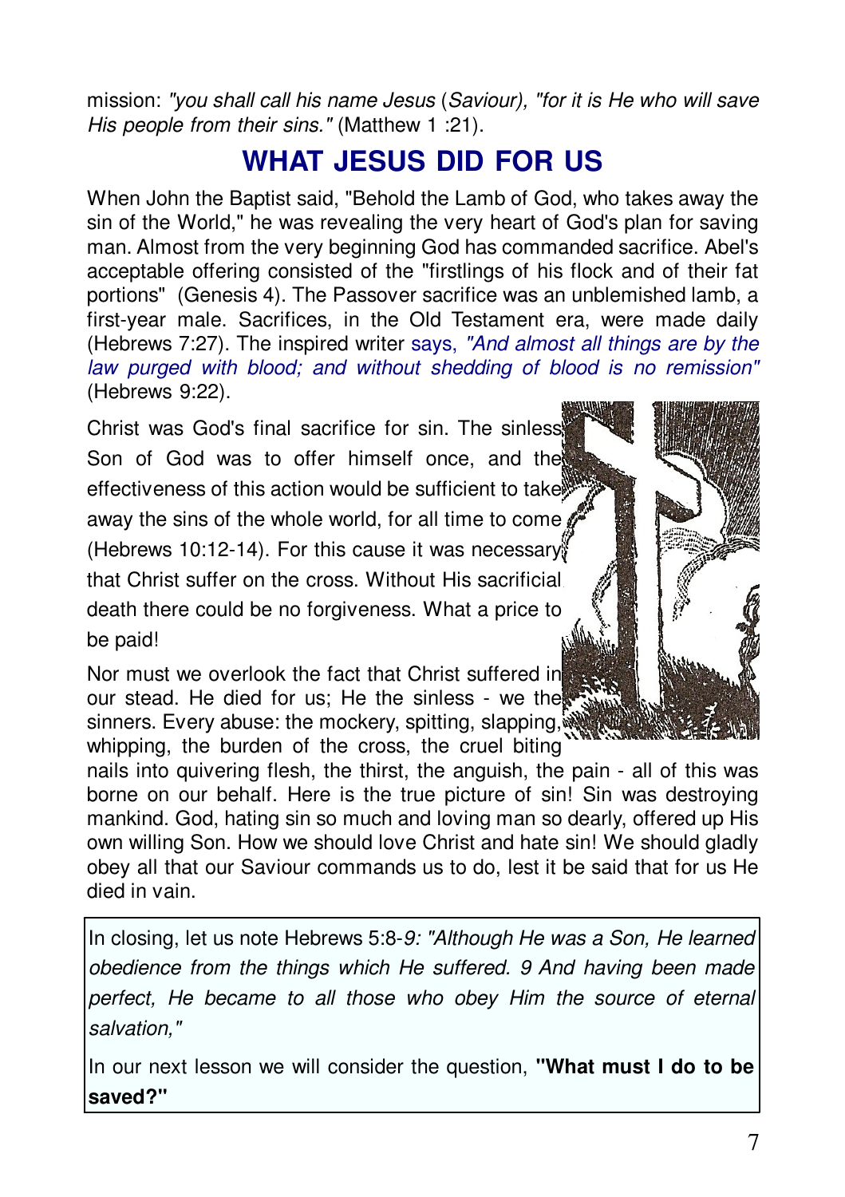mission: *"you shall call his name Jesus* (*Saviour), "for it is He who will save His people from their sins."* (Matthew 1 :21).

## WHAT JESUS DID FOR US

When John the Baptist said, "Behold the Lamb of God, who takes away the sin of the World," he was revealing the very heart of God's plan for saving man. Almost from the very beginning God has commanded sacrifice. Abel's acceptable offering consisted of the "firstlings of his flock and of their fat portions" (Genesis 4). The Passover sacrifice was an unblemished lamb, a first-year male. Sacrifices, in the Old Testament era, were made daily (Hebrews 7:27). The inspired writer says, *"And almost all things are by the law purged with blood; and without shedding of blood is no remission"* (Hebrews 9:22).

Christ was God's final sacrifice for sin. The sinless Son of God was to offer himself once, and the effectiveness of this action would be sufficient to take away the sins of the whole world, for all time to come (Hebrews 10:12-14). For this cause it was necessary that Christ suffer on the cross. Without His sacrificial death there could be no forgiveness. What a price to be paid!

Nor must we overlook the fact that Christ suffered in our stead. He died for us; He the sinless - we the sinners. Every abuse: the mockery, spitting, slapping, whipping, the burden of the cross, the cruel biting nails into quivering flesh, the thirst, the anguish, the pain - all of this was borne on our behalf. Here is the true picture of sin! Sin was destroying mankind. God, hating sin so much and loving man so dearly, offered up His own willing Son. How we should love Christ and hate sin! We should gladly obey all that our Saviour commands us to do, lest it be said that for us He died in vain.

In closing, let us note Hebrews 5:8-*9: "Although He was a Son, He learned obedience from the things which He suffered. 9 And having been made perfect, He became to all those who obey Him the source of eternal salvation,"*

In our next lesson we will consider the question, **"What must I do to be saved?"**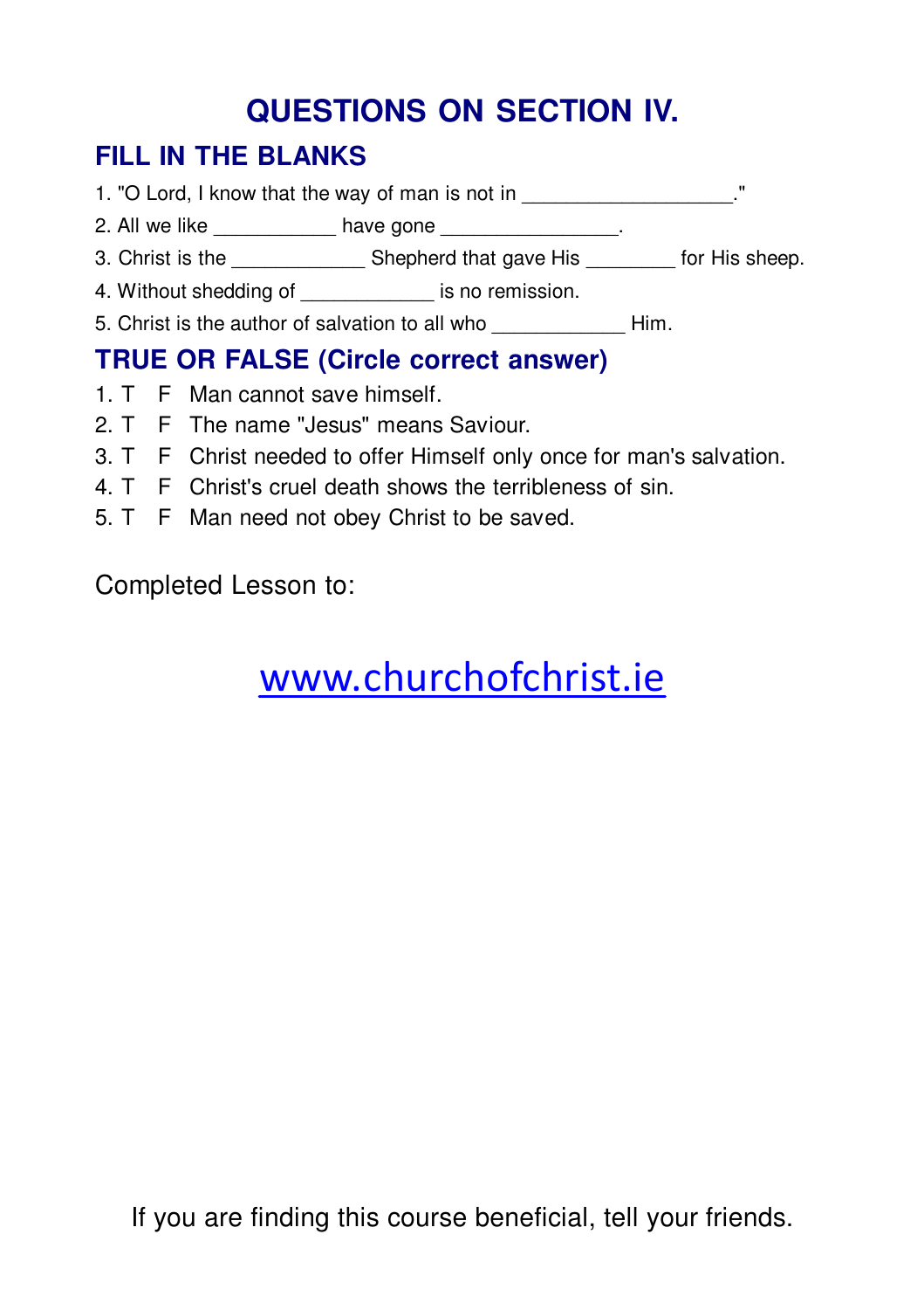# QUESTIONS ON SECTION IV.

## FILL IN THE BLANKS

1. "O Lord, I know that the way of man is not in __________________."
2. All we like __________ have gone _______________.
3. Christ is the ___________ Shepherd that gave His _______ for His sheep.
4. Without shedding of ___________ is no remission.
5. Christ is the author of salvation to all who ___________ Him.

## TRUE OR FALSE (Circle correct answer)

1. T F Man cannot save himself.
2. T F The name "Jesus" means Saviour.
3. T F Christ needed to offer Himself only once for man's salvation.
4. T F Christ's cruel death shows the terribleness of sin.
5. T F Man need not obey Christ to be saved.

Completed Lesson to:

www.churchofchrist.ie

If you are finding this course beneficial, tell your friends.